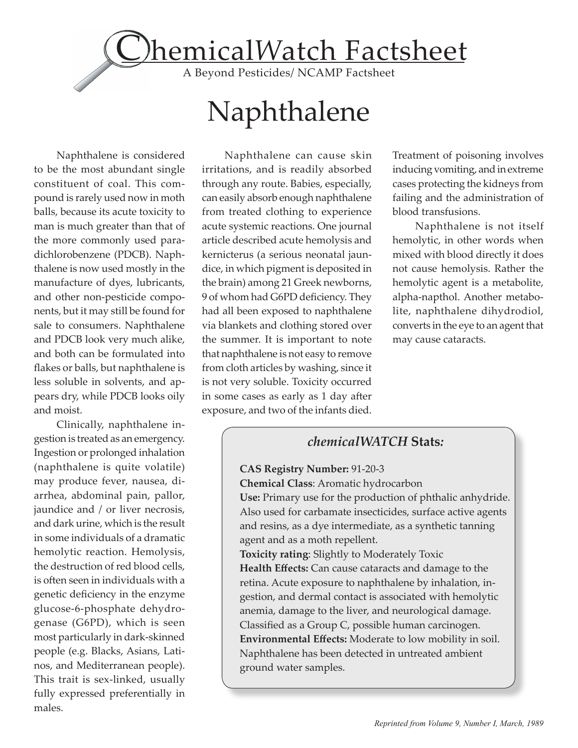# ChemicalWatch Factsheet

A Beyond Pesticides/ NCAMP Factsheet

# Naphthalene

Naphthalene is considered to be the most abundant single constituent of coal. This compound is rarely used now in moth balls, because its acute toxicity to man is much greater than that of the more commonly used para-dichlorobenzene (PDCB). Naphthalene is now used mostly in the manufacture of dyes, lubricants, and other non-pesticide components, but it may still be found for sale to consumers. Naphthalene and PDCB look very much alike, and both can be formulated into flakes or balls, but naphthalene is less soluble in solvents, and appears dry, while PDCB looks oily and moist.

Clinically, naphthalene ingestion is treated as an emergency. Ingestion or prolonged inhalation (naphthalene is quite volatile) may produce fever, nausea, diarrhea, abdominal pain, pallor, jaundice and / or liver necrosis, and dark urine, which is the result in some individuals of a dramatic hemolytic reaction. Hemolysis, the destruction of red blood cells, is often seen in individuals with a genetic deficiency in the enzyme glucose-6-phosphate dehydrogenase (G6PD), which is seen most particularly in dark-skinned people (e.g. Blacks, Asians, Latinos, and Mediterranean people). This trait is sex-linked, usually fully expressed preferentially in males.

Naphthalene can cause skin irritations, and is readily absorbed through any route. Babies, especially, can easily absorb enough naphthalene from treated clothing to experience acute systemic reactions. One journal article described acute hemolysis and kernicterus (a serious neonatal jaundice, in which pigment is deposited in the brain) among 21 Greek newborns, 9 of whom had G6PD deficiency. They had all been exposed to naphthalene via blankets and clothing stored over the summer. It is important to note that naphthalene is not easy to remove from cloth articles by washing, since it is not very soluble. Toxicity occurred in some cases as early as 1 day after exposure, and two of the infants died. Treatment of poisoning involves inducing vomiting, and in extreme cases protecting the kidneys from failing and the administration of blood transfusions.

Naphthalene is not itself hemolytic, in other words when mixed with blood directly it does not cause hemolysis. Rather the hemolytic agent is a metabolite, alpha-napthol. Another metabolite, naphthalene dihydrodiol, converts in the eye to an agent that may cause cataracts.

## *chemicalWATCH* Stats:

**CAS Registry Number:** 91-20-3

**Chemical Class**: Aromatic hydrocarbon

**Use:** Primary use for the production of phthalic anhydride. Also used for carbamate insecticides, surface active agents and resins, as a dye intermediate, as a synthetic tanning agent and as a moth repellent.

**Toxicity rating**: Slightly to Moderately Toxic

**Health Effects:** Can cause cataracts and damage to the retina. Acute exposure to naphthalene by inhalation, ingestion, and dermal contact is associated with hemolytic anemia, damage to the liver, and neurological damage. Classified as a Group C, possible human carcinogen.

**Environmental Effects:** Moderate to low mobility in soil. Naphthalene has been detected in untreated ambient ground water samples.

*Reprinted from Volume 9, Number I, March, 1989*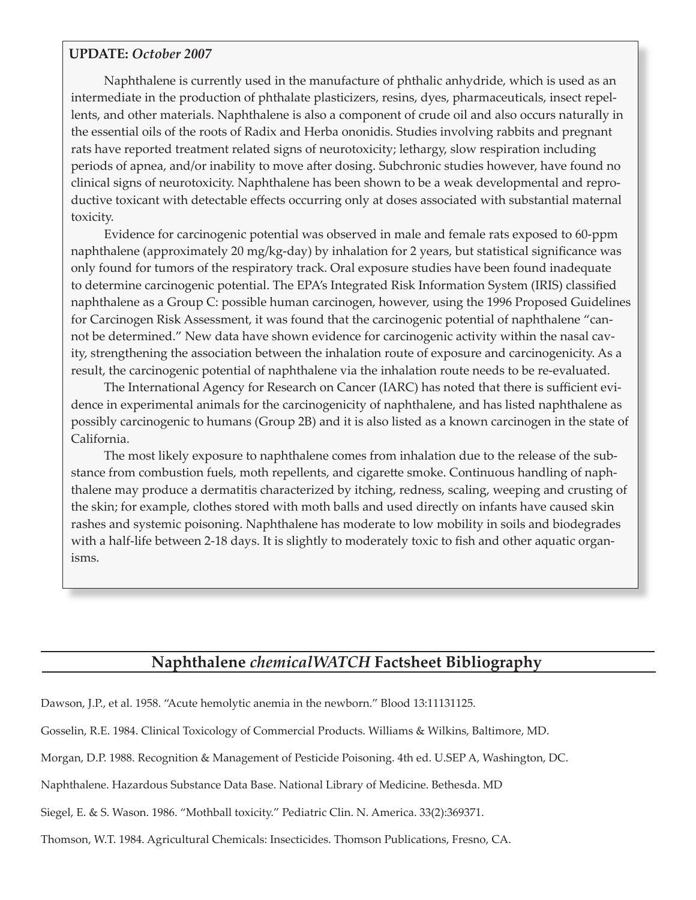**UPDATE:** *October 2007*

Naphthalene is currently used in the manufacture of phthalic anhydride, which is used as an intermediate in the production of phthalate plasticizers, resins, dyes, pharmaceuticals, insect repellents, and other materials. Naphthalene is also a component of crude oil and also occurs naturally in the essential oils of the roots of Radix and Herba ononidis. Studies involving rabbits and pregnant rats have reported treatment related signs of neurotoxicity; lethargy, slow respiration including periods of apnea, and/or inability to move after dosing. Subchronic studies however, have found no clinical signs of neurotoxicity. Naphthalene has been shown to be a weak developmental and reproductive toxicant with detectable effects occurring only at doses associated with substantial maternal toxicity.

Evidence for carcinogenic potential was observed in male and female rats exposed to 60-ppm naphthalene (approximately 20 mg/kg-day) by inhalation for 2 years, but statistical significance was only found for tumors of the respiratory track. Oral exposure studies have been found inadequate to determine carcinogenic potential. The EPA's Integrated Risk Information System (IRIS) classified naphthalene as a Group C: possible human carcinogen, however, using the 1996 Proposed Guidelines for Carcinogen Risk Assessment, it was found that the carcinogenic potential of naphthalene "cannot be determined." New data have shown evidence for carcinogenic activity within the nasal cavity, strengthening the association between the inhalation route of exposure and carcinogenicity. As a result, the carcinogenic potential of naphthalene via the inhalation route needs to be re-evaluated.

The International Agency for Research on Cancer (IARC) has noted that there is sufficient evidence in experimental animals for the carcinogenicity of naphthalene, and has listed naphthalene as possibly carcinogenic to humans (Group 2B) and it is also listed as a known carcinogen in the state of California.

The most likely exposure to naphthalene comes from inhalation due to the release of the substance from combustion fuels, moth repellents, and cigarette smoke. Continuous handling of naphthalene may produce a dermatitis characterized by itching, redness, scaling, weeping and crusting of the skin; for example, clothes stored with moth balls and used directly on infants have caused skin rashes and systemic poisoning. Naphthalene has moderate to low mobility in soils and biodegrades with a half-life between 2-18 days. It is slightly to moderately toxic to fish and other aquatic organisms.

## Naphthalene *chemicalWATCH* Factsheet Bibliography

Dawson, J.P., et al. 1958. "Acute hemolytic anemia in the newborn." Blood 13:11131125.

Gosselin, R.E. 1984. Clinical Toxicology of Commercial Products. Williams & Wilkins, Baltimore, MD.

Morgan, D.P. 1988. Recognition & Management of Pesticide Poisoning. 4th ed. U.SEP A, Washington, DC.

Naphthalene. Hazardous Substance Data Base. National Library of Medicine. Bethesda. MD

Siegel, E. & S. Wason. 1986. "Mothball toxicity." Pediatric Clin. N. America. 33(2):369371.

Thomson, W.T. 1984. Agricultural Chemicals: Insecticides. Thomson Publications, Fresno, CA.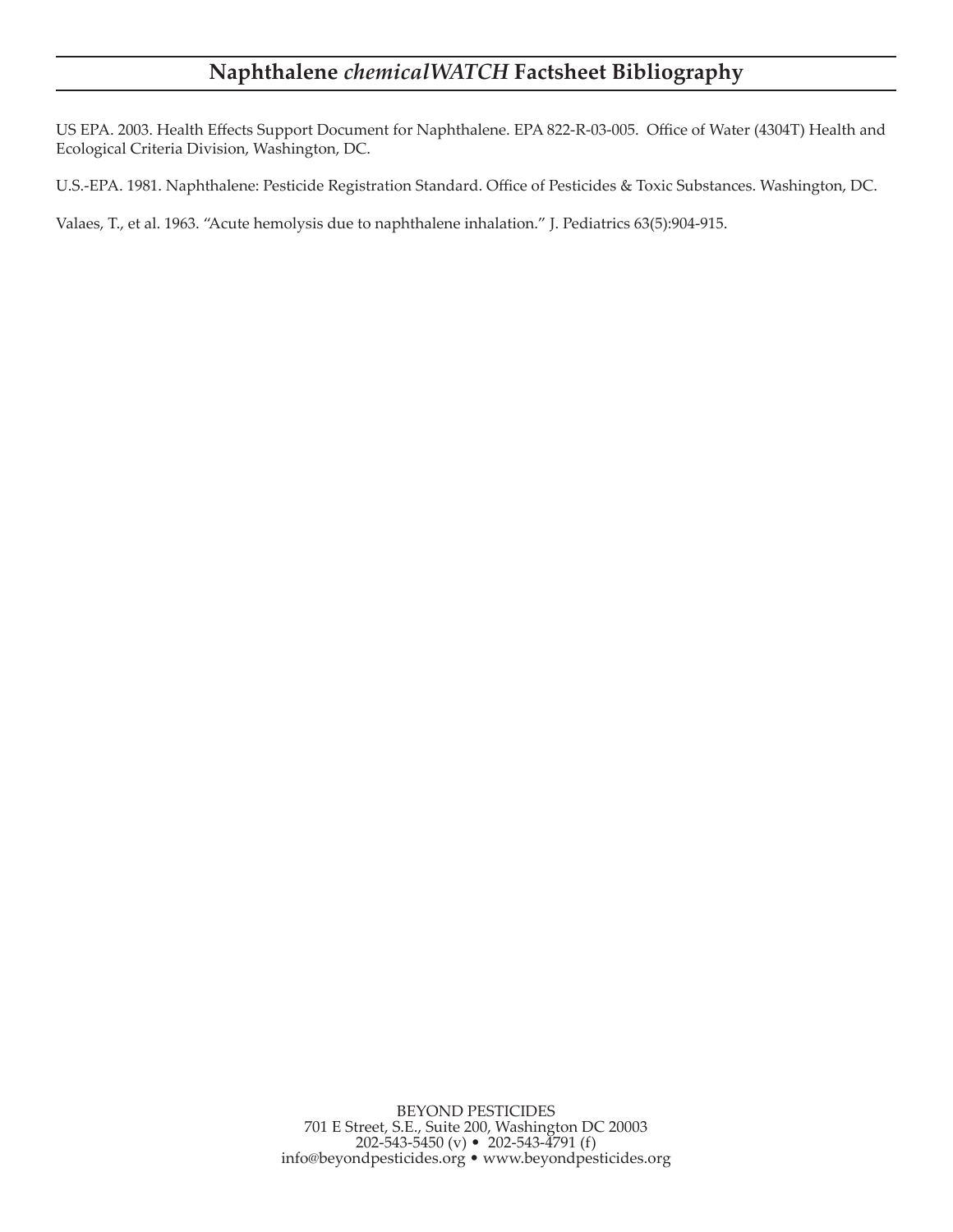## Naphthalene *chemicalWATCH* Factsheet Bibliography

US EPA. 2003. Health Effects Support Document for Naphthalene. EPA 822-R-03-005. Office of Water (4304T) Health and Ecological Criteria Division, Washington, DC.

U.S.-EPA. 1981. Naphthalene: Pesticide Registration Standard. Office of Pesticides & Toxic Substances. Washington, DC.

Valaes, T., et al. 1963. "Acute hemolysis due to naphthalene inhalation." J. Pediatrics 63(5):904-915.

BEYOND PESTICIDES
701 E Street, S.E., Suite 200, Washington DC 20003
202-543-5450 (v) • 202-543-4791 (f)
info@beyondpesticides.org • www.beyondpesticides.org